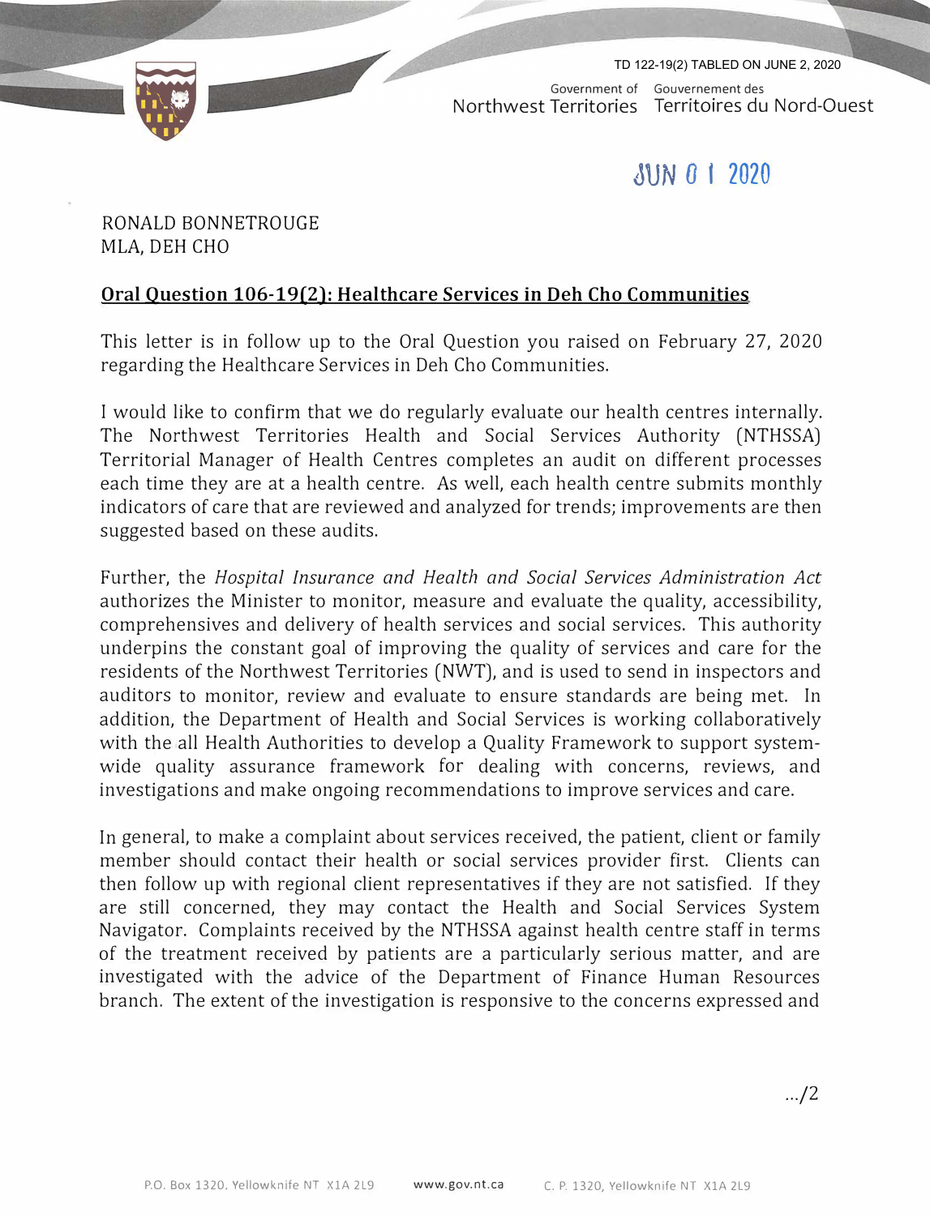TD 122-19(2) TABLED ON JUNE 2, 2020

Government of Northwest Territories | Gouvernement des Territoires du Nord-Ouest

JUN 01 2020

RONALD BONNETROUGE
MLA, DEH CHO

**Oral Question 106-19(2): Healthcare Services in Deh Cho Communities**

This letter is in follow up to the Oral Question you raised on February 27, 2020 regarding the Healthcare Services in Deh Cho Communities.

I would like to confirm that we do regularly evaluate our health centres internally. The Northwest Territories Health and Social Services Authority (NTHSSA) Territorial Manager of Health Centres completes an audit on different processes each time they are at a health centre. As well, each health centre submits monthly indicators of care that are reviewed and analyzed for trends; improvements are then suggested based on these audits.

Further, the *Hospital Insurance and Health and Social Services Administration Act* authorizes the Minister to monitor, measure and evaluate the quality, accessibility, comprehensives and delivery of health services and social services. This authority underpins the constant goal of improving the quality of services and care for the residents of the Northwest Territories (NWT), and is used to send in inspectors and auditors to monitor, review and evaluate to ensure standards are being met. In addition, the Department of Health and Social Services is working collaboratively with the all Health Authorities to develop a Quality Framework to support system-wide quality assurance framework for dealing with concerns, reviews, and investigations and make ongoing recommendations to improve services and care.

In general, to make a complaint about services received, the patient, client or family member should contact their health or social services provider first. Clients can then follow up with regional client representatives if they are not satisfied. If they are still concerned, they may contact the Health and Social Services System Navigator. Complaints received by the NTHSSA against health centre staff in terms of the treatment received by patients are a particularly serious matter, and are investigated with the advice of the Department of Finance Human Resources branch. The extent of the investigation is responsive to the concerns expressed and

.../2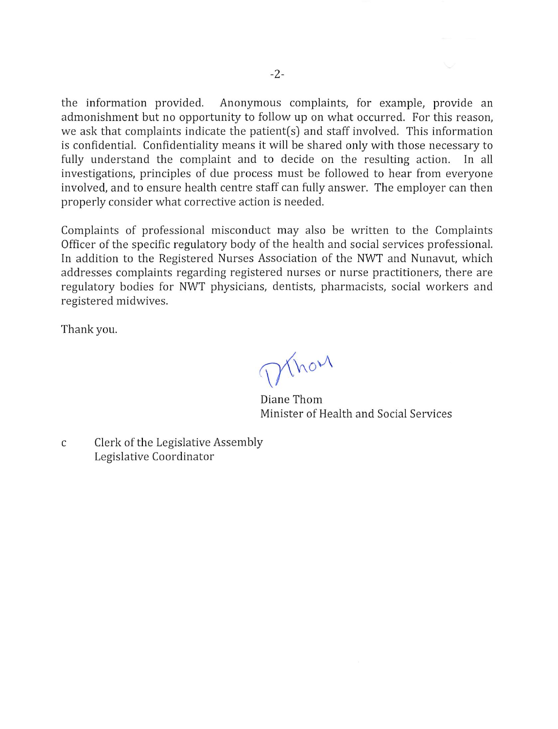the information provided. Anonymous complaints, for example, provide an admonishment but no opportunity to follow up on what occurred. For this reason, we ask that complaints indicate the patient(s) and staff involved. This information is confidential. Confidentiality means it will be shared only with those necessary to fully understand the complaint and to decide on the resulting action. In all investigations, principles of due process must be followed to hear from everyone involved, and to ensure health centre staff can fully answer. The employer can then properly consider what corrective action is needed.

Complaints of professional misconduct may also be written to the Complaints Officer of the specific regulatory body of the health and social services professional. In addition to the Registered Nurses Association of the NWT and Nunavut, which addresses complaints regarding registered nurses or nurse practitioners, there are regulatory bodies for NWT physicians, dentists, pharmacists, social workers and registered midwives.

Thank you.

DThom

Diane Thom
Minister of Health and Social Services

c Clerk of the Legislative Assembly
Legislative Coordinator